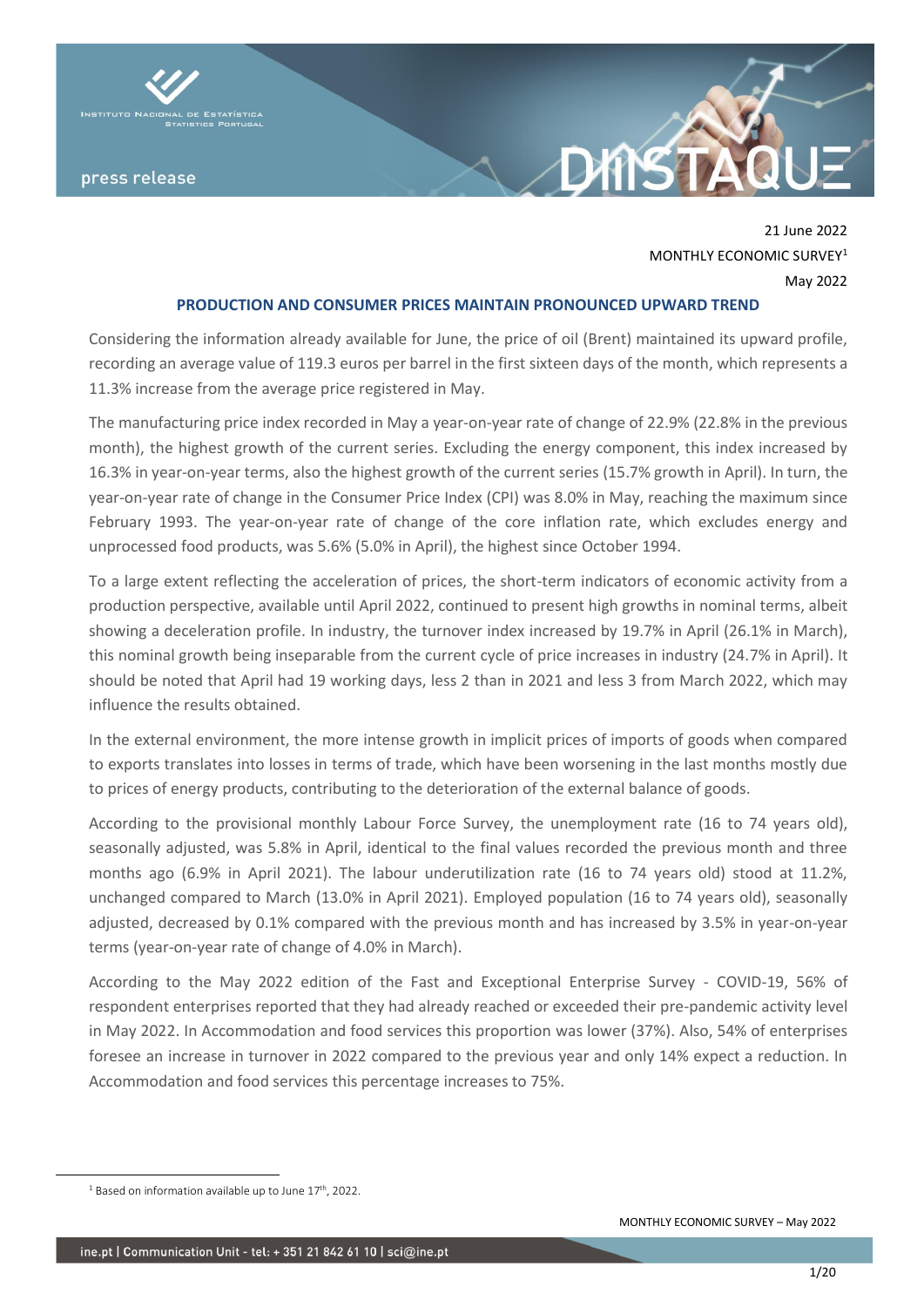press release

21 June 2022

MONTHLY ECONOMIC SURVEY[1]

May 2022

## PRODUCTION AND CONSUMER PRICES MAINTAIN PRONOUNCED UPWARD TREND

Considering the information already available for June, the price of oil (Brent) maintained its upward profile, recording an average value of 119.3 euros per barrel in the first sixteen days of the month, which represents a 11.3% increase from the average price registered in May.

The manufacturing price index recorded in May a year-on-year rate of change of 22.9% (22.8% in the previous month), the highest growth of the current series. Excluding the energy component, this index increased by 16.3% in year-on-year terms, also the highest growth of the current series (15.7% growth in April). In turn, the year-on-year rate of change in the Consumer Price Index (CPI) was 8.0% in May, reaching the maximum since February 1993. The year-on-year rate of change of the core inflation rate, which excludes energy and unprocessed food products, was 5.6% (5.0% in April), the highest since October 1994.

To a large extent reflecting the acceleration of prices, the short-term indicators of economic activity from a production perspective, available until April 2022, continued to present high growths in nominal terms, albeit showing a deceleration profile. In industry, the turnover index increased by 19.7% in April (26.1% in March), this nominal growth being inseparable from the current cycle of price increases in industry (24.7% in April). It should be noted that April had 19 working days, less 2 than in 2021 and less 3 from March 2022, which may influence the results obtained.

In the external environment, the more intense growth in implicit prices of imports of goods when compared to exports translates into losses in terms of trade, which have been worsening in the last months mostly due to prices of energy products, contributing to the deterioration of the external balance of goods.

According to the provisional monthly Labour Force Survey, the unemployment rate (16 to 74 years old), seasonally adjusted, was 5.8% in April, identical to the final values recorded the previous month and three months ago (6.9% in April 2021). The labour underutilization rate (16 to 74 years old) stood at 11.2%, unchanged compared to March (13.0% in April 2021). Employed population (16 to 74 years old), seasonally adjusted, decreased by 0.1% compared with the previous month and has increased by 3.5% in year-on-year terms (year-on-year rate of change of 4.0% in March).

According to the May 2022 edition of the Fast and Exceptional Enterprise Survey - COVID-19, 56% of respondent enterprises reported that they had already reached or exceeded their pre-pandemic activity level in May 2022. In Accommodation and food services this proportion was lower (37%). Also, 54% of enterprises foresee an increase in turnover in 2022 compared to the previous year and only 14% expect a reduction. In Accommodation and food services this percentage increases to 75%.

[1] Based on information available up to June 17th, 2022.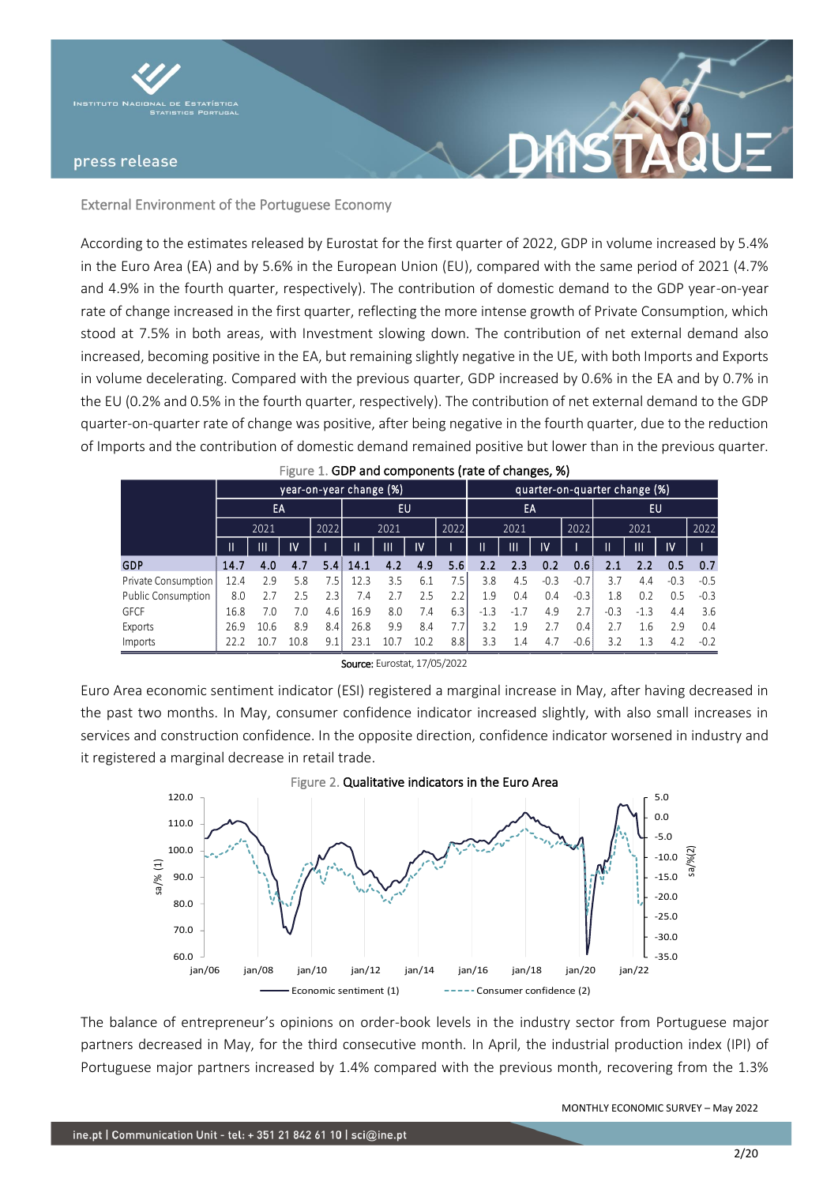## External Environment of the Portuguese Economy

According to the estimates released by Eurostat for the first quarter of 2022, GDP in volume increased by 5.4% in the Euro Area (EA) and by 5.6% in the European Union (EU), compared with the same period of 2021 (4.7% and 4.9% in the fourth quarter, respectively). The contribution of domestic demand to the GDP year-on-year rate of change increased in the first quarter, reflecting the more intense growth of Private Consumption, which stood at 7.5% in both areas, with Investment slowing down. The contribution of net external demand also increased, becoming positive in the EA, but remaining slightly negative in the UE, with both Imports and Exports in volume decelerating. Compared with the previous quarter, GDP increased by 0.6% in the EA and by 0.7% in the EU (0.2% and 0.5% in the fourth quarter, respectively). The contribution of net external demand to the GDP quarter-on-quarter rate of change was positive, after being negative in the fourth quarter, due to the reduction of Imports and the contribution of domestic demand remained positive but lower than in the previous quarter.

Figure 1. **GDP and components (rate of changes, %)**

| | year-on-year change (%) | | | | | | | | quarter-on-quarter change (%) | | | | | | | |
|---|---|---|---|---|---|---|---|---|---|---|---|---|---|---|---|---|
| | EA | | | | EU | | | | EA | | | | EU | | | |
| | 2021 | | | 2022 | 2021 | | | 2022 | 2021 | | | 2022 | 2021 | | | 2022 |
| | II | III | IV | I | II | III | IV | I | II | III | IV | I | II | III | IV | I |
| **GDP** | **14.7** | **4.0** | **4.7** | **5.4** | **14.1** | **4.2** | **4.9** | **5.6** | **2.2** | **2.3** | **0.2** | **0.6** | **2.1** | **2.2** | **0.5** | **0.7** |
| Private Consumption | 12.4 | 2.9 | 5.8 | 7.5 | 12.3 | 3.5 | 6.1 | 7.5 | 3.8 | 4.5 | -0.3 | -0.7 | 3.7 | 4.4 | -0.3 | -0.5 |
| Public Consumption | 8.0 | 2.7 | 2.5 | 2.3 | 7.4 | 2.7 | 2.5 | 2.2 | 1.9 | 0.4 | 0.4 | -0.3 | 1.8 | 0.2 | 0.5 | -0.3 |
| GFCF | 16.8 | 7.0 | 7.0 | 4.6 | 16.9 | 8.0 | 7.4 | 6.3 | -1.3 | -1.7 | 4.9 | 2.7 | -0.3 | -1.3 | 4.4 | 3.6 |
| Exports | 26.9 | 10.6 | 8.9 | 8.4 | 26.8 | 9.9 | 8.4 | 7.7 | 3.2 | 1.9 | 2.7 | 0.4 | 2.7 | 1.6 | 2.9 | 0.4 |
| Imports | 22.2 | 10.7 | 10.8 | 9.1 | 23.1 | 10.7 | 10.2 | 8.8 | 3.3 | 1.4 | 4.7 | -0.6 | 3.2 | 1.3 | 4.2 | -0.2 |

**Source:** Eurostat, 17/05/2022

Euro Area economic sentiment indicator (ESI) registered a marginal increase in May, after having decreased in the past two months. In May, consumer confidence indicator increased slightly, with also small increases in services and construction confidence. In the opposite direction, confidence indicator worsened in industry and it registered a marginal decrease in retail trade.

Figure 2. **Qualitative indicators in the Euro Area**

The balance of entrepreneur's opinions on order-book levels in the industry sector from Portuguese major partners decreased in May, for the third consecutive month. In April, the industrial production index (IPI) of Portuguese major partners increased by 1.4% compared with the previous month, recovering from the 1.3%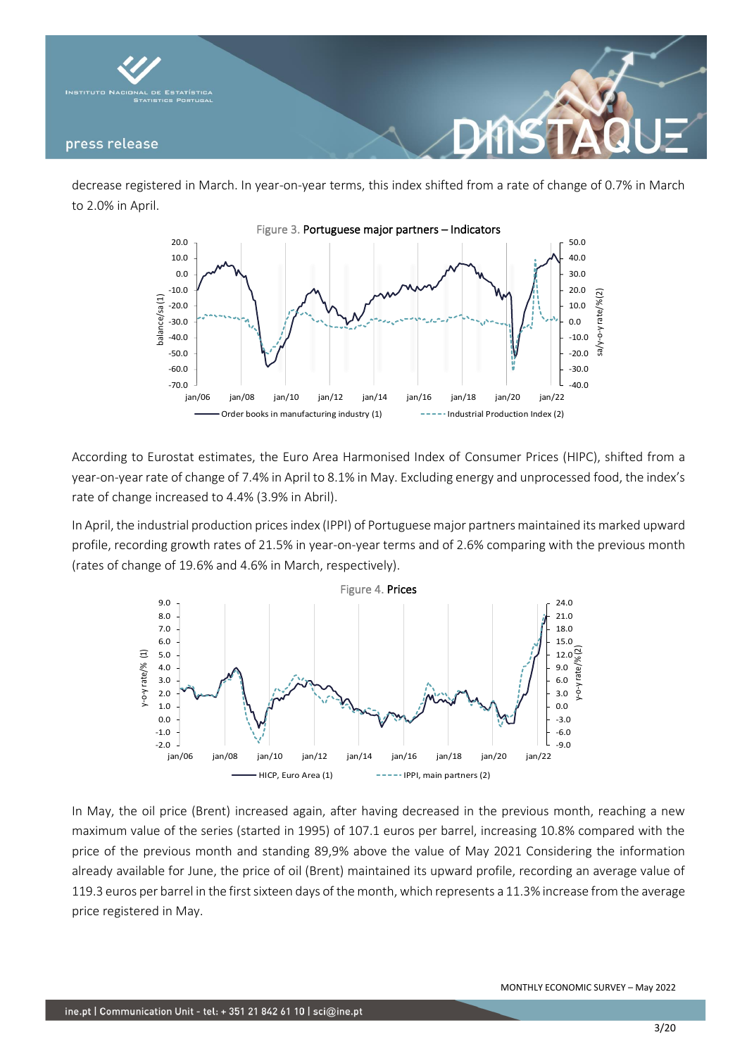decrease registered in March. In year-on-year terms, this index shifted from a rate of change of 0.7% in March to 2.0% in April.

Figure 3. **Portuguese major partners – Indicators**

According to Eurostat estimates, the Euro Area Harmonised Index of Consumer Prices (HIPC), shifted from a year-on-year rate of change of 7.4% in April to 8.1% in May. Excluding energy and unprocessed food, the index's rate of change increased to 4.4% (3.9% in Abril).

In April, the industrial production prices index (IPPI) of Portuguese major partners maintained its marked upward profile, recording growth rates of 21.5% in year-on-year terms and of 2.6% comparing with the previous month (rates of change of 19.6% and 4.6% in March, respectively).

Figure 4. **Prices**

In May, the oil price (Brent) increased again, after having decreased in the previous month, reaching a new maximum value of the series (started in 1995) of 107.1 euros per barrel, increasing 10.8% compared with the price of the previous month and standing 89,9% above the value of May 2021 Considering the information already available for June, the price of oil (Brent) maintained its upward profile, recording an average value of 119.3 euros per barrel in the first sixteen days of the month, which represents a 11.3% increase from the average price registered in May.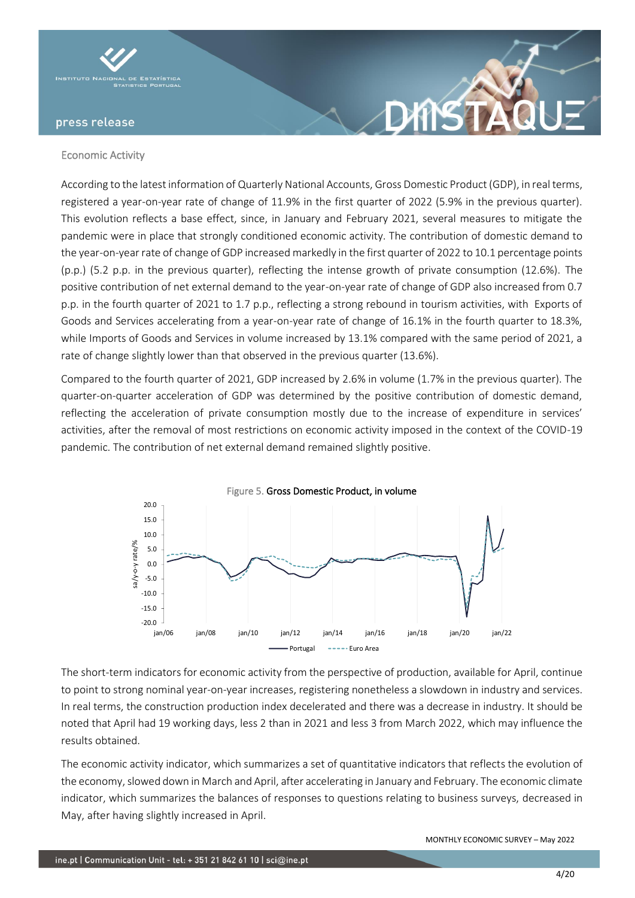## Economic Activity

According to the latest information of Quarterly National Accounts, Gross Domestic Product (GDP), in real terms, registered a year-on-year rate of change of 11.9% in the first quarter of 2022 (5.9% in the previous quarter). This evolution reflects a base effect, since, in January and February 2021, several measures to mitigate the pandemic were in place that strongly conditioned economic activity. The contribution of domestic demand to the year-on-year rate of change of GDP increased markedly in the first quarter of 2022 to 10.1 percentage points (p.p.) (5.2 p.p. in the previous quarter), reflecting the intense growth of private consumption (12.6%). The positive contribution of net external demand to the year-on-year rate of change of GDP also increased from 0.7 p.p. in the fourth quarter of 2021 to 1.7 p.p., reflecting a strong rebound in tourism activities, with Exports of Goods and Services accelerating from a year-on-year rate of change of 16.1% in the fourth quarter to 18.3%, while Imports of Goods and Services in volume increased by 13.1% compared with the same period of 2021, a rate of change slightly lower than that observed in the previous quarter (13.6%).

Compared to the fourth quarter of 2021, GDP increased by 2.6% in volume (1.7% in the previous quarter). The quarter-on-quarter acceleration of GDP was determined by the positive contribution of domestic demand, reflecting the acceleration of private consumption mostly due to the increase of expenditure in services' activities, after the removal of most restrictions on economic activity imposed in the context of the COVID-19 pandemic. The contribution of net external demand remained slightly positive.

Figure 5. **Gross Domestic Product, in volume**

The short-term indicators for economic activity from the perspective of production, available for April, continue to point to strong nominal year-on-year increases, registering nonetheless a slowdown in industry and services. In real terms, the construction production index decelerated and there was a decrease in industry. It should be noted that April had 19 working days, less 2 than in 2021 and less 3 from March 2022, which may influence the results obtained.

The economic activity indicator, which summarizes a set of quantitative indicators that reflects the evolution of the economy, slowed down in March and April, after accelerating in January and February. The economic climate indicator, which summarizes the balances of responses to questions relating to business surveys, decreased in May, after having slightly increased in April.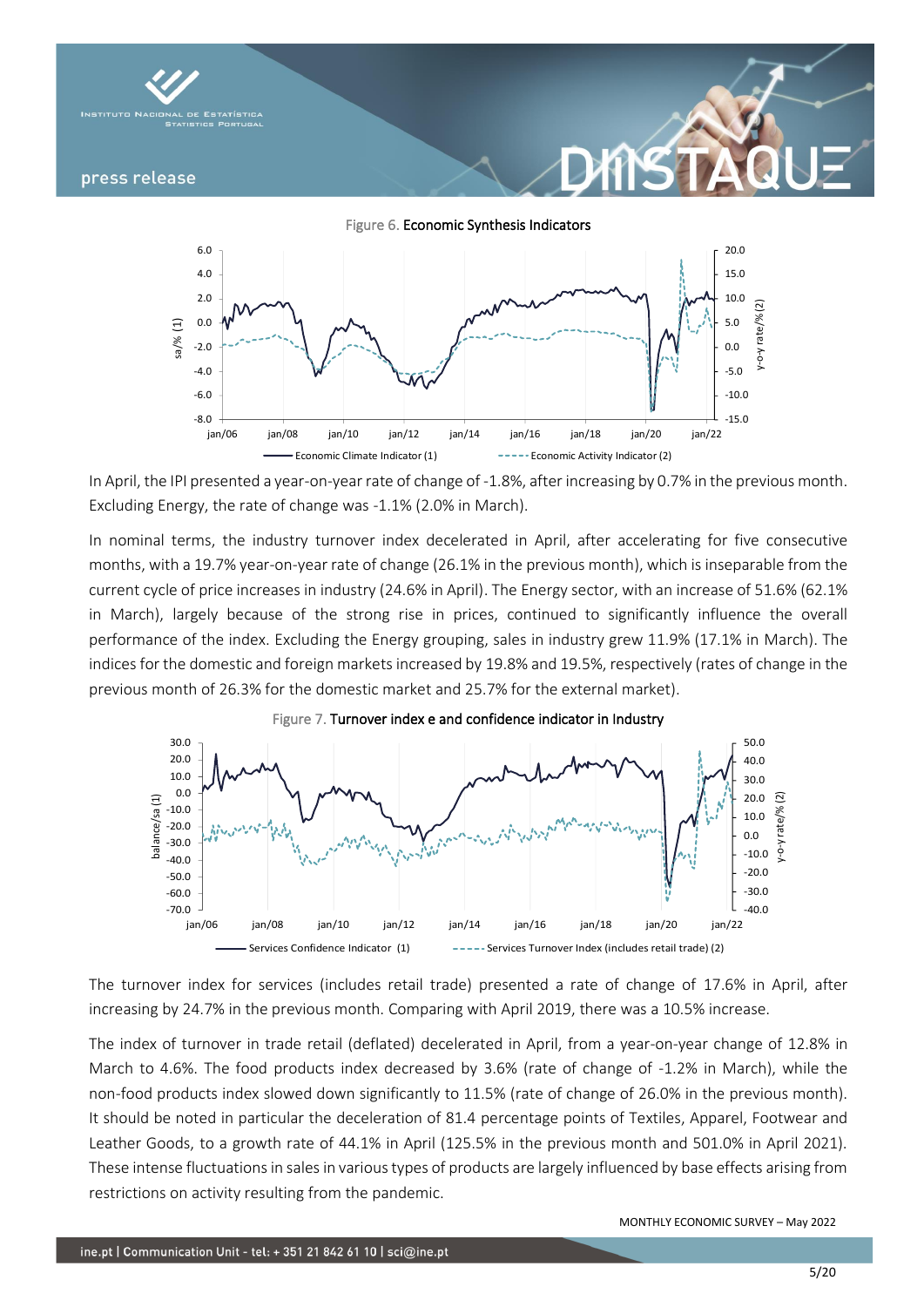Figure 6. Economic Synthesis Indicators

In April, the IPI presented a year-on-year rate of change of -1.8%, after increasing by 0.7% in the previous month. Excluding Energy, the rate of change was -1.1% (2.0% in March).

In nominal terms, the industry turnover index decelerated in April, after accelerating for five consecutive months, with a 19.7% year-on-year rate of change (26.1% in the previous month), which is inseparable from the current cycle of price increases in industry (24.6% in April). The Energy sector, with an increase of 51.6% (62.1% in March), largely because of the strong rise in prices, continued to significantly influence the overall performance of the index. Excluding the Energy grouping, sales in industry grew 11.9% (17.1% in March). The indices for the domestic and foreign markets increased by 19.8% and 19.5%, respectively (rates of change in the previous month of 26.3% for the domestic market and 25.7% for the external market).

Figure 7. Turnover index e and confidence indicator in Industry

The turnover index for services (includes retail trade) presented a rate of change of 17.6% in April, after increasing by 24.7% in the previous month. Comparing with April 2019, there was a 10.5% increase.

The index of turnover in trade retail (deflated) decelerated in April, from a year-on-year change of 12.8% in March to 4.6%. The food products index decreased by 3.6% (rate of change of -1.2% in March), while the non-food products index slowed down significantly to 11.5% (rate of change of 26.0% in the previous month). It should be noted in particular the deceleration of 81.4 percentage points of Textiles, Apparel, Footwear and Leather Goods, to a growth rate of 44.1% in April (125.5% in the previous month and 501.0% in April 2021). These intense fluctuations in sales in various types of products are largely influenced by base effects arising from restrictions on activity resulting from the pandemic.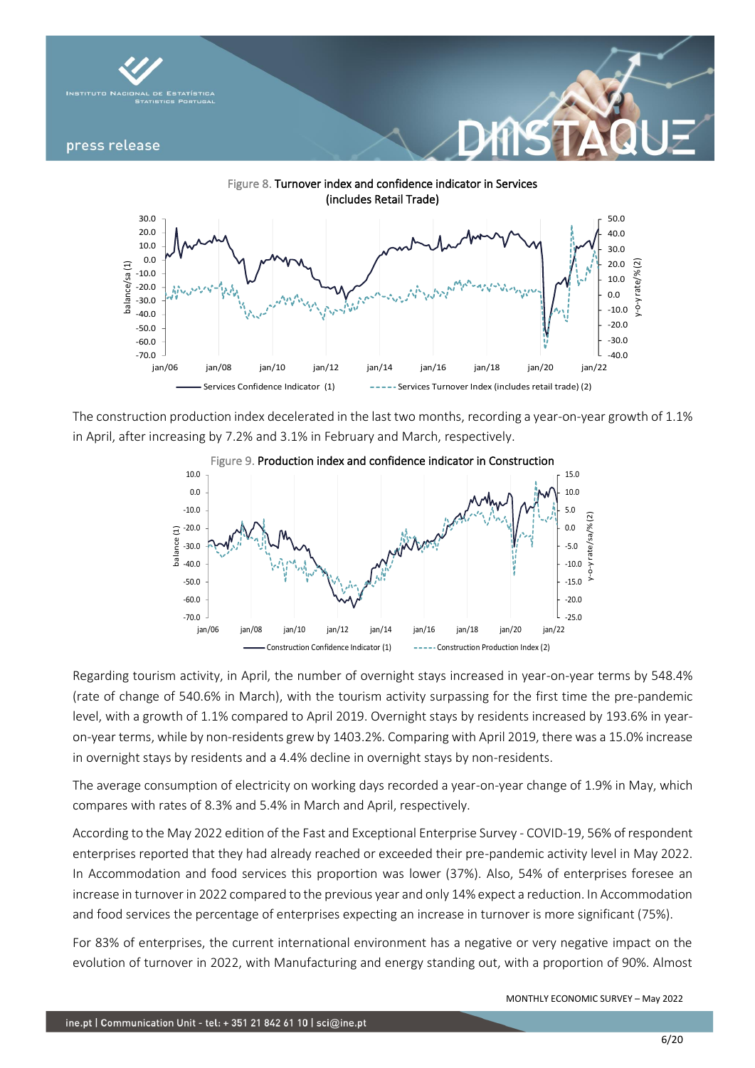Figure 8. Turnover index and confidence indicator in Services (includes Retail Trade)

The construction production index decelerated in the last two months, recording a year-on-year growth of 1.1% in April, after increasing by 7.2% and 3.1% in February and March, respectively.

Figure 9. Production index and confidence indicator in Construction

Regarding tourism activity, in April, the number of overnight stays increased in year-on-year terms by 548.4% (rate of change of 540.6% in March), with the tourism activity surpassing for the first time the pre-pandemic level, with a growth of 1.1% compared to April 2019. Overnight stays by residents increased by 193.6% in year-on-year terms, while by non-residents grew by 1403.2%. Comparing with April 2019, there was a 15.0% increase in overnight stays by residents and a 4.4% decline in overnight stays by non-residents.

The average consumption of electricity on working days recorded a year-on-year change of 1.9% in May, which compares with rates of 8.3% and 5.4% in March and April, respectively.

According to the May 2022 edition of the Fast and Exceptional Enterprise Survey - COVID-19, 56% of respondent enterprises reported that they had already reached or exceeded their pre-pandemic activity level in May 2022. In Accommodation and food services this proportion was lower (37%). Also, 54% of enterprises foresee an increase in turnover in 2022 compared to the previous year and only 14% expect a reduction. In Accommodation and food services the percentage of enterprises expecting an increase in turnover is more significant (75%).

For 83% of enterprises, the current international environment has a negative or very negative impact on the evolution of turnover in 2022, with Manufacturing and energy standing out, with a proportion of 90%. Almost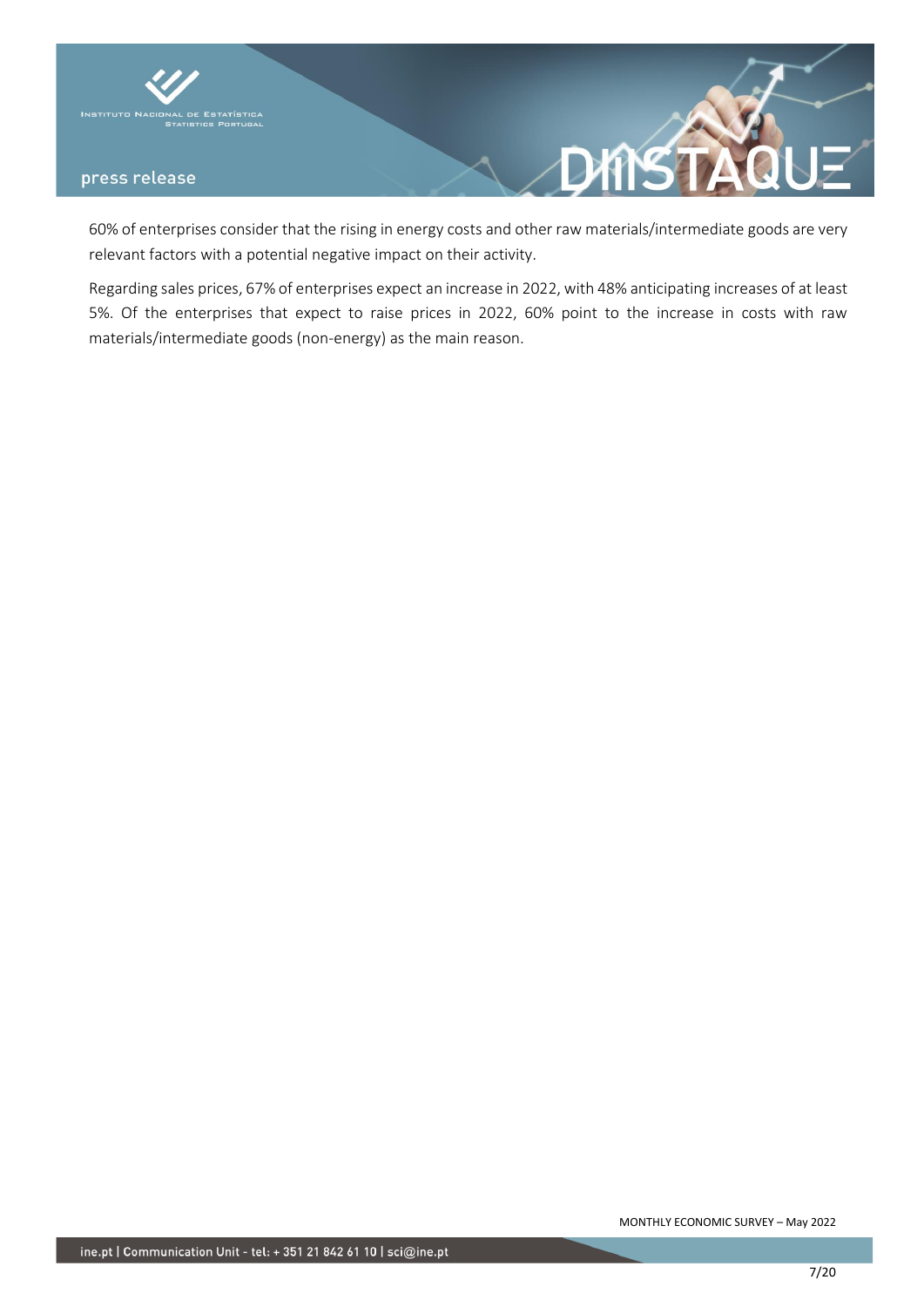60% of enterprises consider that the rising in energy costs and other raw materials/intermediate goods are very relevant factors with a potential negative impact on their activity.

Regarding sales prices, 67% of enterprises expect an increase in 2022, with 48% anticipating increases of at least 5%. Of the enterprises that expect to raise prices in 2022, 60% point to the increase in costs with raw materials/intermediate goods (non-energy) as the main reason.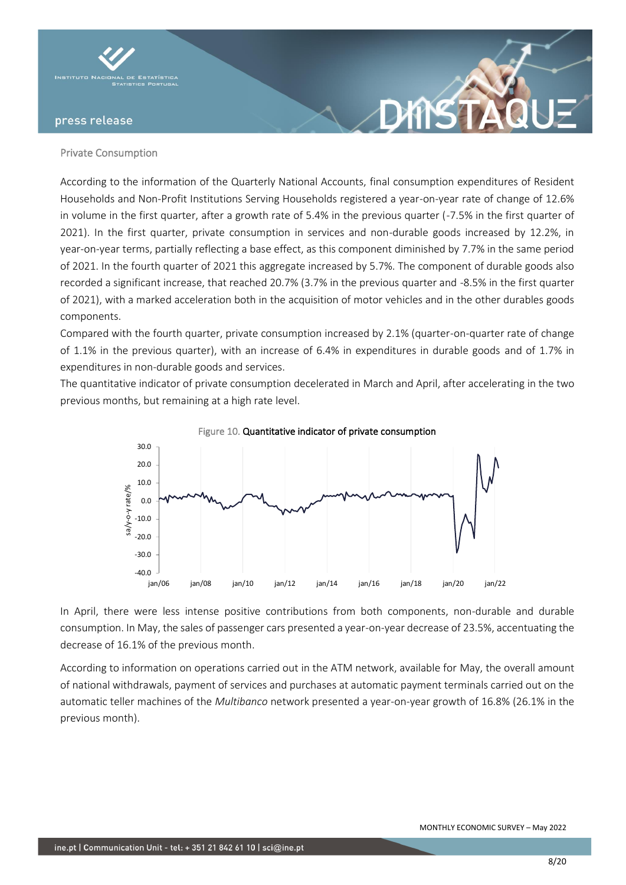## Private Consumption

According to the information of the Quarterly National Accounts, final consumption expenditures of Resident Households and Non-Profit Institutions Serving Households registered a year-on-year rate of change of 12.6% in volume in the first quarter, after a growth rate of 5.4% in the previous quarter (-7.5% in the first quarter of 2021). In the first quarter, private consumption in services and non-durable goods increased by 12.2%, in year-on-year terms, partially reflecting a base effect, as this component diminished by 7.7% in the same period of 2021. In the fourth quarter of 2021 this aggregate increased by 5.7%. The component of durable goods also recorded a significant increase, that reached 20.7% (3.7% in the previous quarter and -8.5% in the first quarter of 2021), with a marked acceleration both in the acquisition of motor vehicles and in the other durables goods components.

Compared with the fourth quarter, private consumption increased by 2.1% (quarter-on-quarter rate of change of 1.1% in the previous quarter), with an increase of 6.4% in expenditures in durable goods and of 1.7% in expenditures in non-durable goods and services.

The quantitative indicator of private consumption decelerated in March and April, after accelerating in the two previous months, but remaining at a high rate level.

Figure 10. **Quantitative indicator of private consumption**

In April, there were less intense positive contributions from both components, non-durable and durable consumption. In May, the sales of passenger cars presented a year-on-year decrease of 23.5%, accentuating the decrease of 16.1% of the previous month.

According to information on operations carried out in the ATM network, available for May, the overall amount of national withdrawals, payment of services and purchases at automatic payment terminals carried out on the automatic teller machines of the *Multibanco* network presented a year-on-year growth of 16.8% (26.1% in the previous month).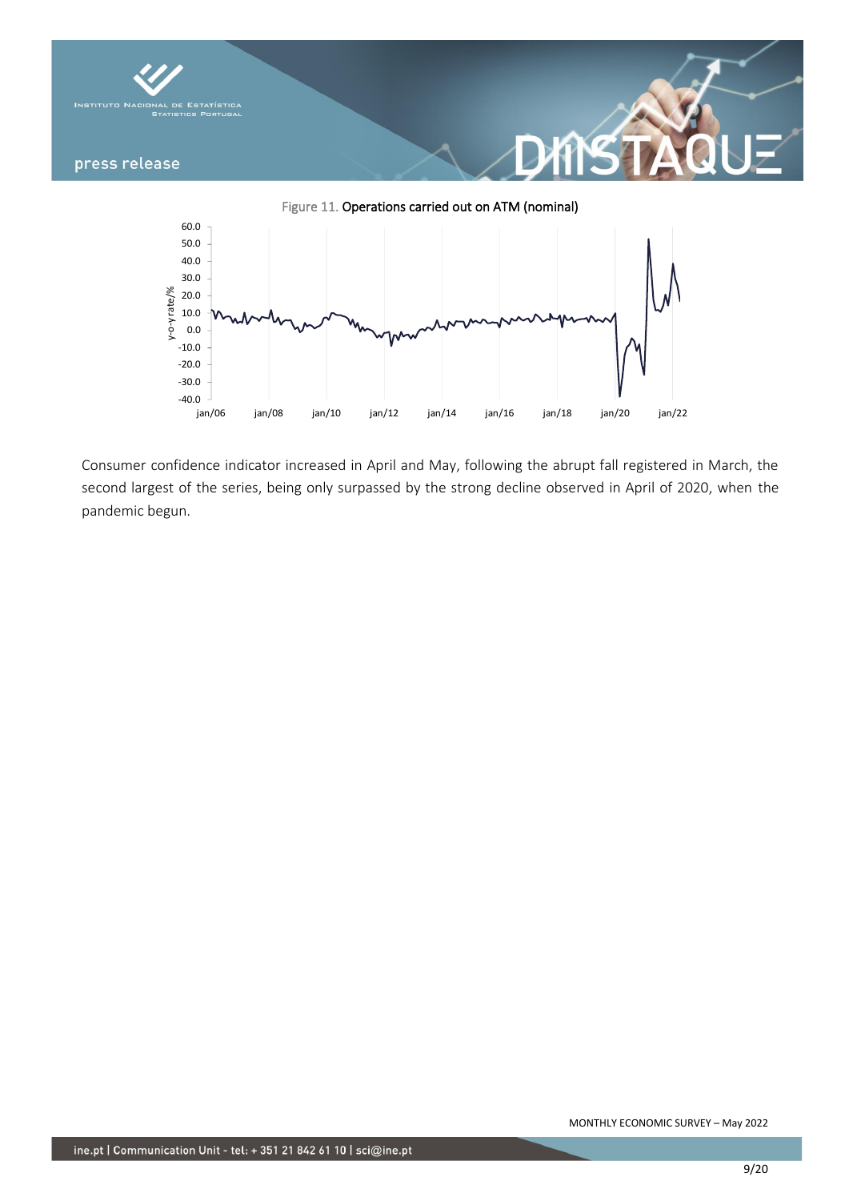Figure 11. Operations carried out on ATM (nominal)

Consumer confidence indicator increased in April and May, following the abrupt fall registered in March, the second largest of the series, being only surpassed by the strong decline observed in April of 2020, when the pandemic begun.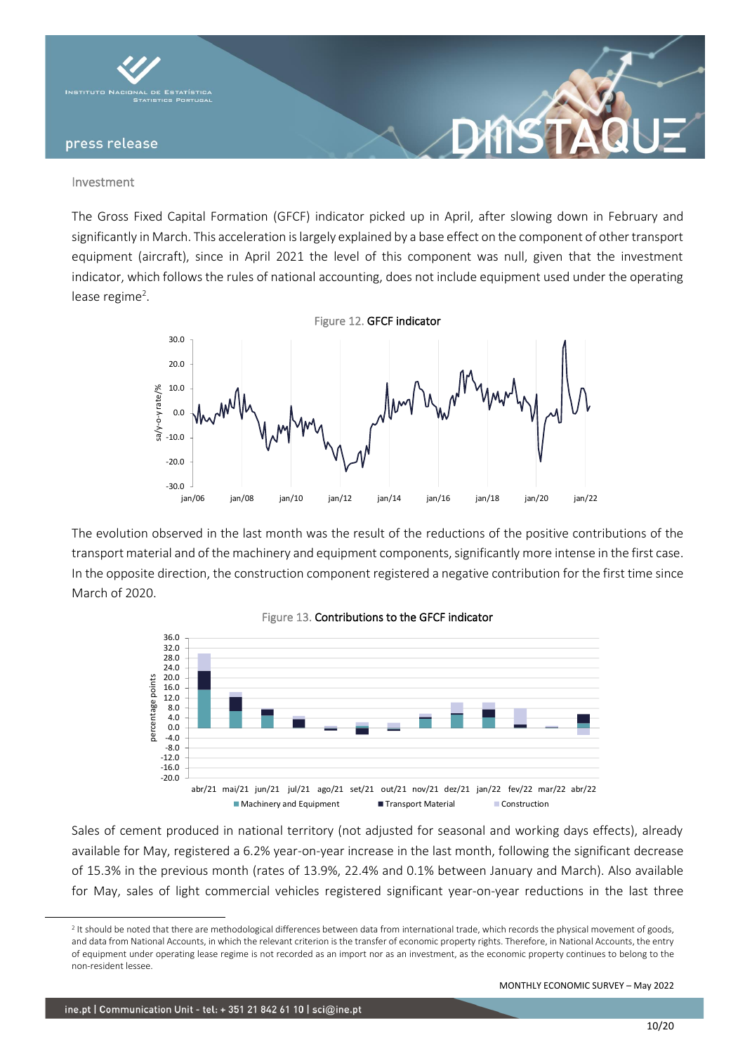## Investment

The Gross Fixed Capital Formation (GFCF) indicator picked up in April, after slowing down in February and significantly in March. This acceleration is largely explained by a base effect on the component of other transport equipment (aircraft), since in April 2021 the level of this component was null, given that the investment indicator, which follows the rules of national accounting, does not include equipment used under the operating lease regime[2].

Figure 12. GFCF indicator

The evolution observed in the last month was the result of the reductions of the positive contributions of the transport material and of the machinery and equipment components, significantly more intense in the first case. In the opposite direction, the construction component registered a negative contribution for the first time since March of 2020.

Figure 13. Contributions to the GFCF indicator

Sales of cement produced in national territory (not adjusted for seasonal and working days effects), already available for May, registered a 6.2% year-on-year increase in the last month, following the significant decrease of 15.3% in the previous month (rates of 13.9%, 22.4% and 0.1% between January and March). Also available for May, sales of light commercial vehicles registered significant year-on-year reductions in the last three

[2] It should be noted that there are methodological differences between data from international trade, which records the physical movement of goods, and data from National Accounts, in which the relevant criterion is the transfer of economic property rights. Therefore, in National Accounts, the entry of equipment under operating lease regime is not recorded as an import nor as an investment, as the economic property continues to belong to the non-resident lessee.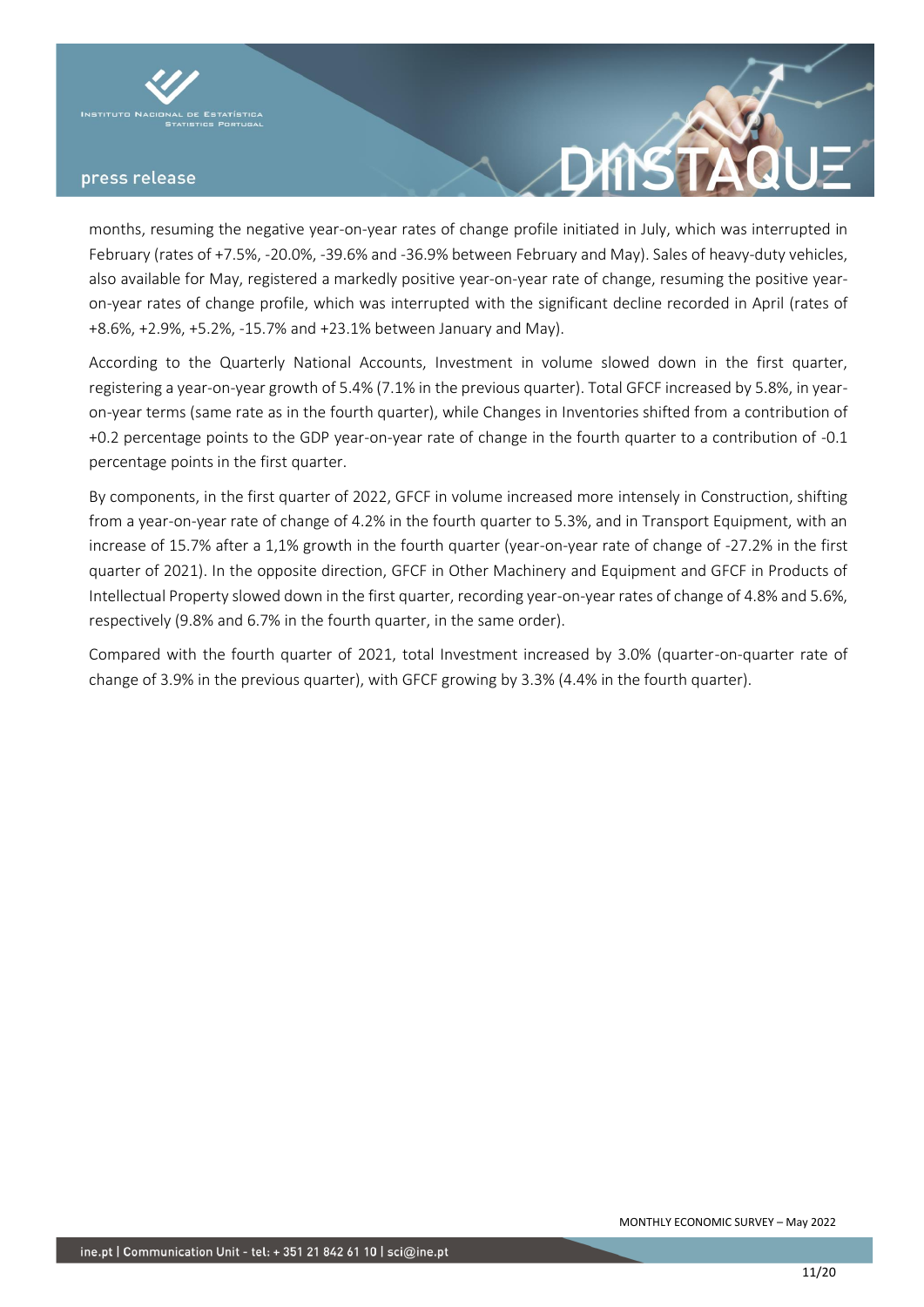months, resuming the negative year-on-year rates of change profile initiated in July, which was interrupted in February (rates of +7.5%, -20.0%, -39.6% and -36.9% between February and May). Sales of heavy-duty vehicles, also available for May, registered a markedly positive year-on-year rate of change, resuming the positive year-on-year rates of change profile, which was interrupted with the significant decline recorded in April (rates of +8.6%, +2.9%, +5.2%, -15.7% and +23.1% between January and May).

According to the Quarterly National Accounts, Investment in volume slowed down in the first quarter, registering a year-on-year growth of 5.4% (7.1% in the previous quarter). Total GFCF increased by 5.8%, in year-on-year terms (same rate as in the fourth quarter), while Changes in Inventories shifted from a contribution of +0.2 percentage points to the GDP year-on-year rate of change in the fourth quarter to a contribution of -0.1 percentage points in the first quarter.

By components, in the first quarter of 2022, GFCF in volume increased more intensely in Construction, shifting from a year-on-year rate of change of 4.2% in the fourth quarter to 5.3%, and in Transport Equipment, with an increase of 15.7% after a 1,1% growth in the fourth quarter (year-on-year rate of change of -27.2% in the first quarter of 2021). In the opposite direction, GFCF in Other Machinery and Equipment and GFCF in Products of Intellectual Property slowed down in the first quarter, recording year-on-year rates of change of 4.8% and 5.6%, respectively (9.8% and 6.7% in the fourth quarter, in the same order).

Compared with the fourth quarter of 2021, total Investment increased by 3.0% (quarter-on-quarter rate of change of 3.9% in the previous quarter), with GFCF growing by 3.3% (4.4% in the fourth quarter).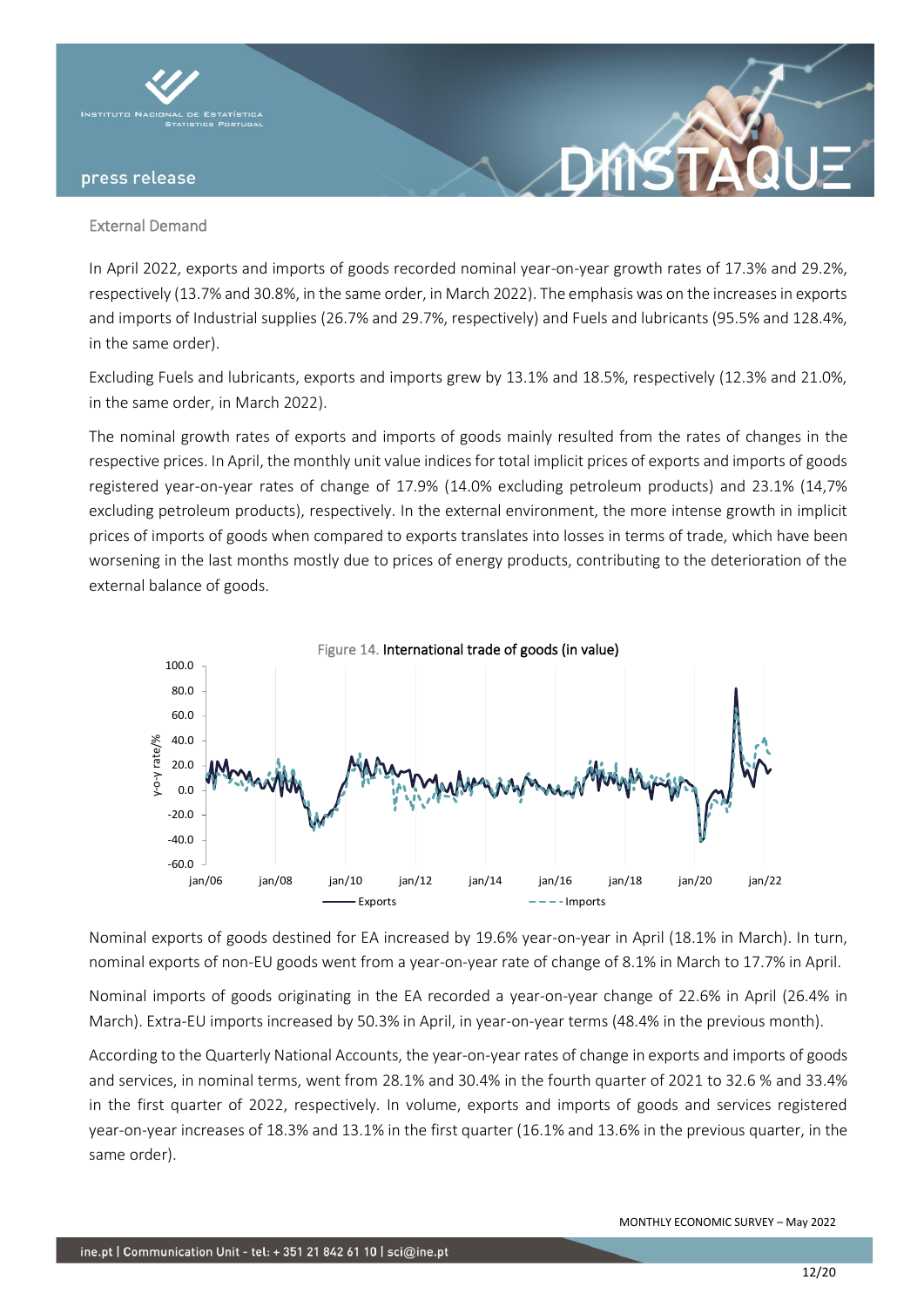## External Demand

In April 2022, exports and imports of goods recorded nominal year-on-year growth rates of 17.3% and 29.2%, respectively (13.7% and 30.8%, in the same order, in March 2022). The emphasis was on the increases in exports and imports of Industrial supplies (26.7% and 29.7%, respectively) and Fuels and lubricants (95.5% and 128.4%, in the same order).

Excluding Fuels and lubricants, exports and imports grew by 13.1% and 18.5%, respectively (12.3% and 21.0%, in the same order, in March 2022).

The nominal growth rates of exports and imports of goods mainly resulted from the rates of changes in the respective prices. In April, the monthly unit value indices for total implicit prices of exports and imports of goods registered year-on-year rates of change of 17.9% (14.0% excluding petroleum products) and 23.1% (14,7% excluding petroleum products), respectively. In the external environment, the more intense growth in implicit prices of imports of goods when compared to exports translates into losses in terms of trade, which have been worsening in the last months mostly due to prices of energy products, contributing to the deterioration of the external balance of goods.

Figure 14. **International trade of goods (in value)**

Nominal exports of goods destined for EA increased by 19.6% year-on-year in April (18.1% in March). In turn, nominal exports of non-EU goods went from a year-on-year rate of change of 8.1% in March to 17.7% in April.

Nominal imports of goods originating in the EA recorded a year-on-year change of 22.6% in April (26.4% in March). Extra-EU imports increased by 50.3% in April, in year-on-year terms (48.4% in the previous month).

According to the Quarterly National Accounts, the year-on-year rates of change in exports and imports of goods and services, in nominal terms, went from 28.1% and 30.4% in the fourth quarter of 2021 to 32.6 % and 33.4% in the first quarter of 2022, respectively. In volume, exports and imports of goods and services registered year-on-year increases of 18.3% and 13.1% in the first quarter (16.1% and 13.6% in the previous quarter, in the same order).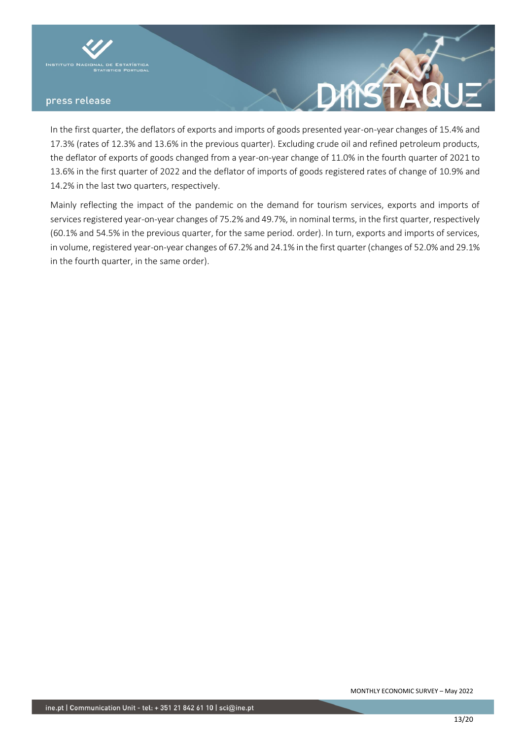In the first quarter, the deflators of exports and imports of goods presented year-on-year changes of 15.4% and 17.3% (rates of 12.3% and 13.6% in the previous quarter). Excluding crude oil and refined petroleum products, the deflator of exports of goods changed from a year-on-year change of 11.0% in the fourth quarter of 2021 to 13.6% in the first quarter of 2022 and the deflator of imports of goods registered rates of change of 10.9% and 14.2% in the last two quarters, respectively.

Mainly reflecting the impact of the pandemic on the demand for tourism services, exports and imports of services registered year-on-year changes of 75.2% and 49.7%, in nominal terms, in the first quarter, respectively (60.1% and 54.5% in the previous quarter, for the same period. order). In turn, exports and imports of services, in volume, registered year-on-year changes of 67.2% and 24.1% in the first quarter (changes of 52.0% and 29.1% in the fourth quarter, in the same order).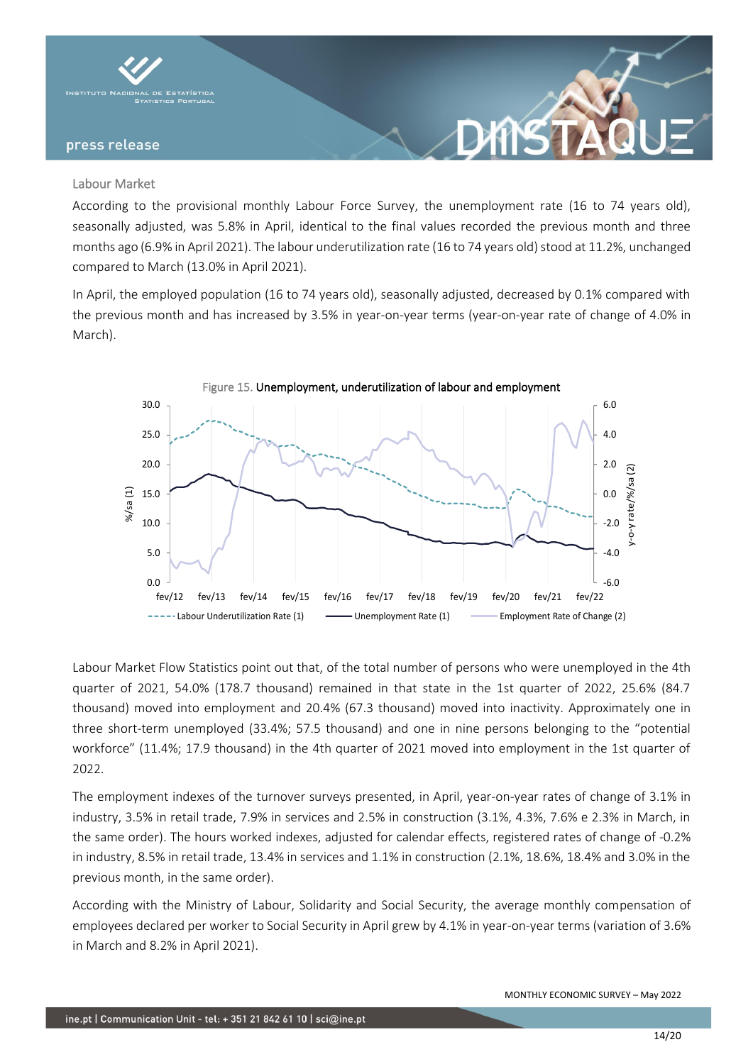## Labour Market

According to the provisional monthly Labour Force Survey, the unemployment rate (16 to 74 years old), seasonally adjusted, was 5.8% in April, identical to the final values recorded the previous month and three months ago (6.9% in April 2021). The labour underutilization rate (16 to 74 years old) stood at 11.2%, unchanged compared to March (13.0% in April 2021).

In April, the employed population (16 to 74 years old), seasonally adjusted, decreased by 0.1% compared with the previous month and has increased by 3.5% in year-on-year terms (year-on-year rate of change of 4.0% in March).

Figure 15. Unemployment, underutilization of labour and employment

Labour Market Flow Statistics point out that, of the total number of persons who were unemployed in the 4th quarter of 2021, 54.0% (178.7 thousand) remained in that state in the 1st quarter of 2022, 25.6% (84.7 thousand) moved into employment and 20.4% (67.3 thousand) moved into inactivity. Approximately one in three short-term unemployed (33.4%; 57.5 thousand) and one in nine persons belonging to the "potential workforce" (11.4%; 17.9 thousand) in the 4th quarter of 2021 moved into employment in the 1st quarter of 2022.

The employment indexes of the turnover surveys presented, in April, year-on-year rates of change of 3.1% in industry, 3.5% in retail trade, 7.9% in services and 2.5% in construction (3.1%, 4.3%, 7.6% e 2.3% in March, in the same order). The hours worked indexes, adjusted for calendar effects, registered rates of change of -0.2% in industry, 8.5% in retail trade, 13.4% in services and 1.1% in construction (2.1%, 18.6%, 18.4% and 3.0% in the previous month, in the same order).

According with the Ministry of Labour, Solidarity and Social Security, the average monthly compensation of employees declared per worker to Social Security in April grew by 4.1% in year-on-year terms (variation of 3.6% in March and 8.2% in April 2021).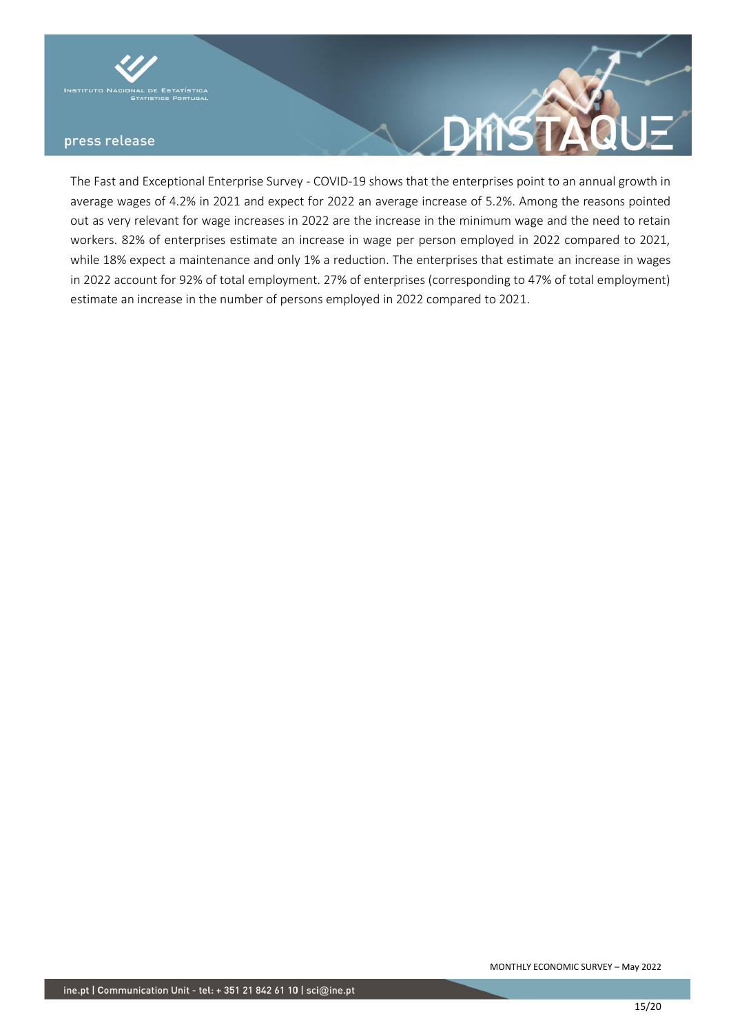The Fast and Exceptional Enterprise Survey - COVID-19 shows that the enterprises point to an annual growth in average wages of 4.2% in 2021 and expect for 2022 an average increase of 5.2%. Among the reasons pointed out as very relevant for wage increases in 2022 are the increase in the minimum wage and the need to retain workers. 82% of enterprises estimate an increase in wage per person employed in 2022 compared to 2021, while 18% expect a maintenance and only 1% a reduction. The enterprises that estimate an increase in wages in 2022 account for 92% of total employment. 27% of enterprises (corresponding to 47% of total employment) estimate an increase in the number of persons employed in 2022 compared to 2021.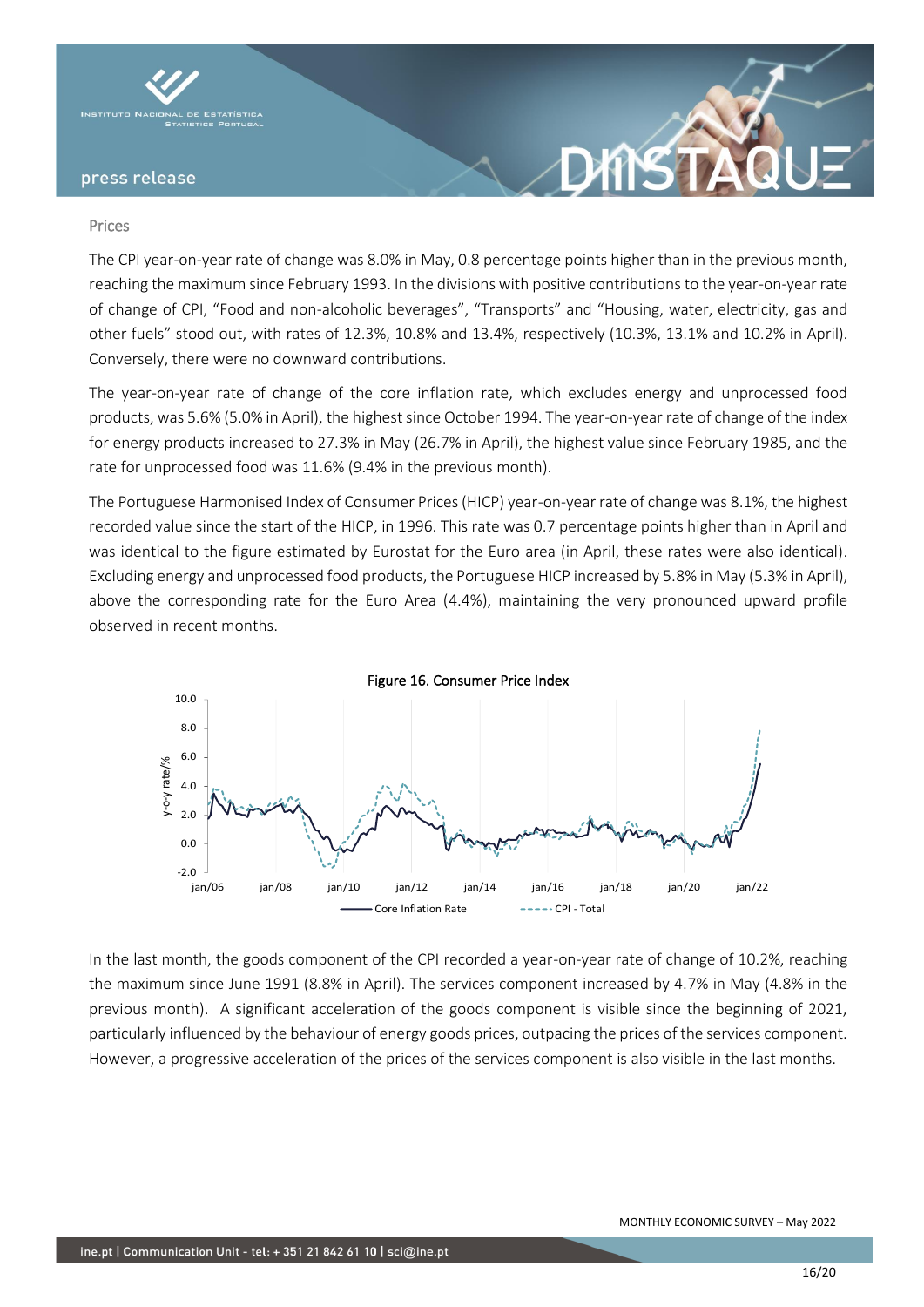## Prices

The CPI year-on-year rate of change was 8.0% in May, 0.8 percentage points higher than in the previous month, reaching the maximum since February 1993. In the divisions with positive contributions to the year-on-year rate of change of CPI, "Food and non-alcoholic beverages", "Transports" and "Housing, water, electricity, gas and other fuels" stood out, with rates of 12.3%, 10.8% and 13.4%, respectively (10.3%, 13.1% and 10.2% in April). Conversely, there were no downward contributions.

The year-on-year rate of change of the core inflation rate, which excludes energy and unprocessed food products, was 5.6% (5.0% in April), the highest since October 1994. The year-on-year rate of change of the index for energy products increased to 27.3% in May (26.7% in April), the highest value since February 1985, and the rate for unprocessed food was 11.6% (9.4% in the previous month).

The Portuguese Harmonised Index of Consumer Prices (HICP) year-on-year rate of change was 8.1%, the highest recorded value since the start of the HICP, in 1996. This rate was 0.7 percentage points higher than in April and was identical to the figure estimated by Eurostat for the Euro area (in April, these rates were also identical). Excluding energy and unprocessed food products, the Portuguese HICP increased by 5.8% in May (5.3% in April), above the corresponding rate for the Euro Area (4.4%), maintaining the very pronounced upward profile observed in recent months.

Figure 16. Consumer Price Index

In the last month, the goods component of the CPI recorded a year-on-year rate of change of 10.2%, reaching the maximum since June 1991 (8.8% in April). The services component increased by 4.7% in May (4.8% in the previous month). A significant acceleration of the goods component is visible since the beginning of 2021, particularly influenced by the behaviour of energy goods prices, outpacing the prices of the services component. However, a progressive acceleration of the prices of the services component is also visible in the last months.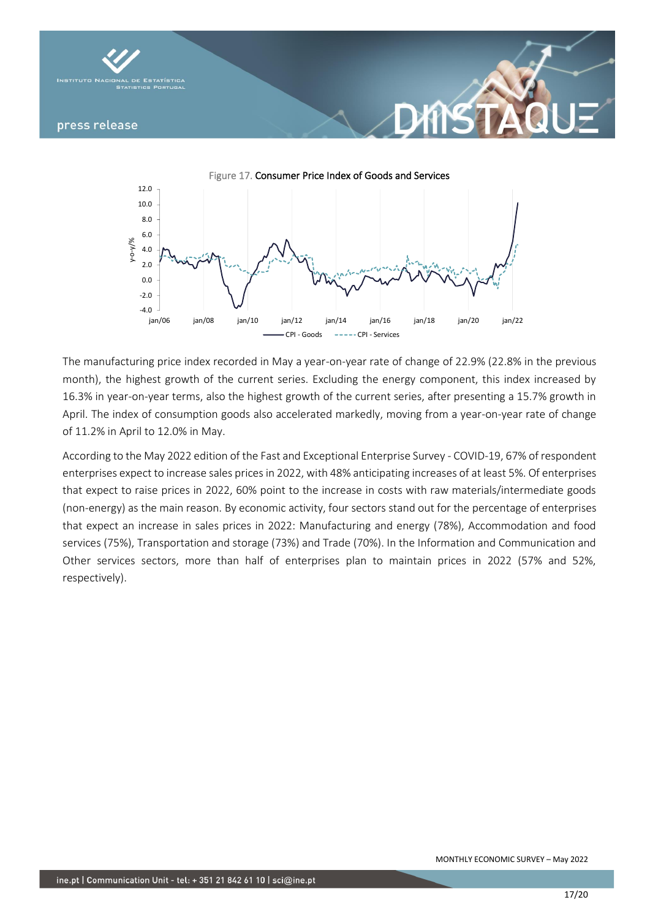Figure 17. Consumer Price Index of Goods and Services

The manufacturing price index recorded in May a year-on-year rate of change of 22.9% (22.8% in the previous month), the highest growth of the current series. Excluding the energy component, this index increased by 16.3% in year-on-year terms, also the highest growth of the current series, after presenting a 15.7% growth in April. The index of consumption goods also accelerated markedly, moving from a year-on-year rate of change of 11.2% in April to 12.0% in May.

According to the May 2022 edition of the Fast and Exceptional Enterprise Survey - COVID-19, 67% of respondent enterprises expect to increase sales prices in 2022, with 48% anticipating increases of at least 5%. Of enterprises that expect to raise prices in 2022, 60% point to the increase in costs with raw materials/intermediate goods (non-energy) as the main reason. By economic activity, four sectors stand out for the percentage of enterprises that expect an increase in sales prices in 2022: Manufacturing and energy (78%), Accommodation and food services (75%), Transportation and storage (73%) and Trade (70%). In the Information and Communication and Other services sectors, more than half of enterprises plan to maintain prices in 2022 (57% and 52%, respectively).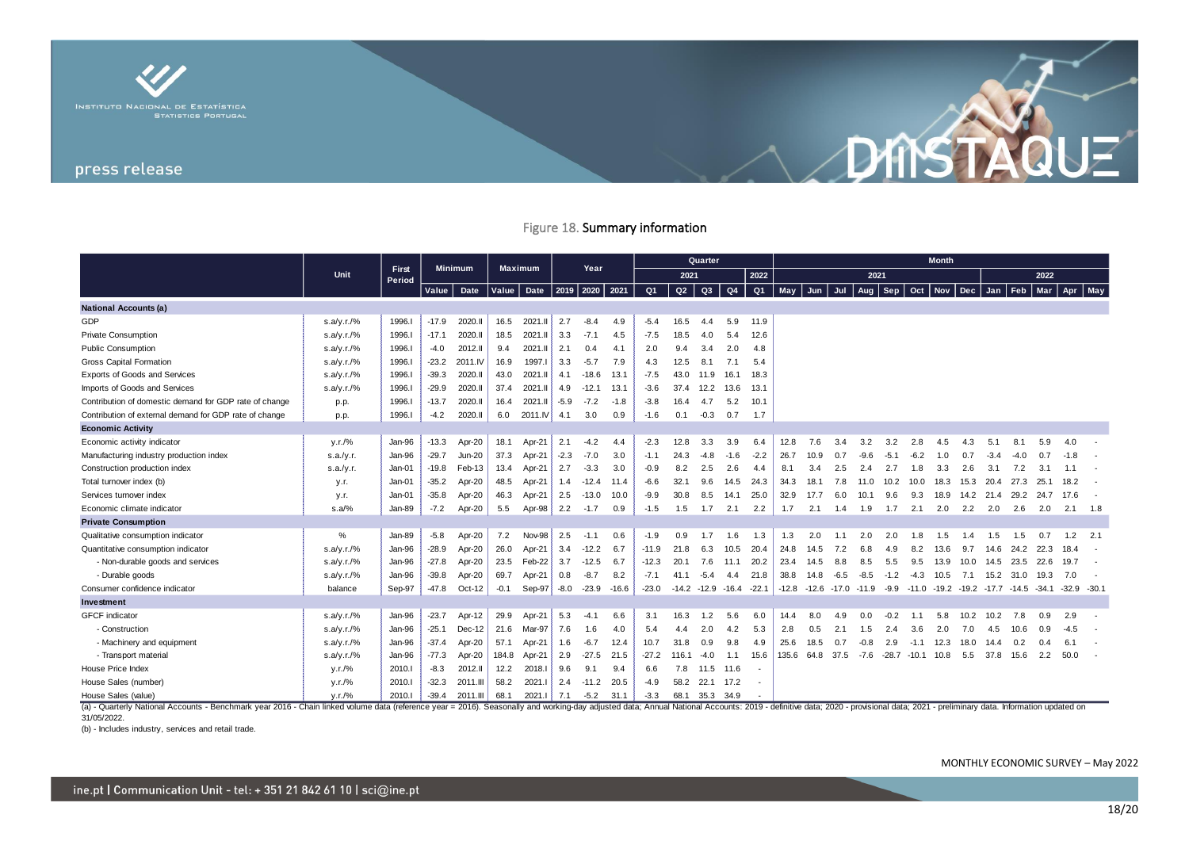Figure 18. Summary information

| | Unit | First Period | Minimum | | Maximum | | Year | | | Quarter | | | | | Month | | | | | | | | | | | | |
|---|---|---|---|---|---|---|---|---|---|---|---|---|---|---|---|---|---|---|---|---|---|---|---|---|---|---|---|
| | | | | | | | | | | 2021 | | | | 2022 | 2021 | | | | | | | | 2022 | | | | |
| | | | Value | Date | Value | Date | 2019 | 2020 | 2021 | Q1 | Q2 | Q3 | Q4 | Q1 | May | Jun | Jul | Aug | Sep | Oct | Nov | Dec | Jan | Feb | Mar | Apr | May |
| **National Accounts (a)** | | | | | | | | | | | | | | | | | | | | | | | | | | | |
| GDP | s.a/y.r./% | 1996.I | -17.9 | 2020.II | 16.5 | 2021.II | 2.7 | -8.4 | 4.9 | -5.4 | 16.5 | 4.4 | 5.9 | 11.9 | | | | | | | | | | | | | |
| Private Consumption | s.a/y.r./% | 1996.I | -17.1 | 2020.II | 18.5 | 2021.II | 3.3 | -7.1 | 4.5 | -7.5 | 18.5 | 4.0 | 5.4 | 12.6 | | | | | | | | | | | | | |
| Public Consumption | s.a/y.r./% | 1996.I | -4.0 | 2012.II | 9.4 | 2021.II | 2.1 | 0.4 | 4.1 | 2.0 | 9.4 | 3.4 | 2.0 | 4.8 | | | | | | | | | | | | | |
| Gross Capital Formation | s.a/y.r./% | 1996.I | -23.2 | 2011.IV | 16.9 | 1997.I | 3.3 | -5.7 | 7.9 | 4.3 | 12.5 | 8.1 | 7.1 | 5.4 | | | | | | | | | | | | | |
| Exports of Goods and Services | s.a/y.r./% | 1996.I | -39.3 | 2020.II | 43.0 | 2021.II | 4.1 | -18.6 | 13.1 | -7.5 | 43.0 | 11.9 | 16.1 | 18.3 | | | | | | | | | | | | | |
| Imports of Goods and Services | s.a/y.r./% | 1996.I | -29.9 | 2020.II | 37.4 | 2021.II | 4.9 | -12.1 | 13.1 | -3.6 | 37.4 | 12.2 | 13.6 | 13.1 | | | | | | | | | | | | | |
| Contribution of domestic demand for GDP rate of change | p.p. | 1996.I | -13.7 | 2020.II | 16.4 | 2021.II | -5.9 | -7.2 | -1.8 | -3.8 | 16.4 | 4.7 | 5.2 | 10.1 | | | | | | | | | | | | | |
| Contribution of external demand for GDP rate of change | p.p. | 1996.I | -4.2 | 2020.II | 6.0 | 2011.IV | 4.1 | 3.0 | 0.9 | -1.6 | 0.1 | -0.3 | 0.7 | 1.7 | | | | | | | | | | | | | |
| **Economic Activity** | | | | | | | | | | | | | | | | | | | | | | | | | | | |
| Economic activity indicator | y.r./% | Jan-96 | -13.3 | Apr-20 | 18.1 | Apr-21 | 2.1 | -4.2 | 4.4 | -2.3 | 12.8 | 3.3 | 3.9 | 6.4 | 12.8 | 7.6 | 3.4 | 3.2 | 3.2 | 2.8 | 4.5 | 4.3 | 5.1 | 8.1 | 5.9 | 4.0 | - |
| Manufacturing industry production index | s.a./y.r. | Jan-96 | -29.7 | Jun-20 | 37.3 | Apr-21 | -2.3 | -7.0 | 3.0 | -1.1 | 24.3 | -4.8 | -1.6 | -2.2 | 26.7 | 10.9 | 0.7 | -9.6 | -5.1 | -6.2 | 1.0 | 0.7 | -3.4 | -4.0 | 0.7 | -1.8 | - |
| Construction production index | s.a./y.r. | Jan-01 | -19.8 | Feb-13 | 13.4 | Apr-21 | 2.7 | -3.3 | 3.0 | -0.9 | 8.2 | 2.5 | 2.6 | 4.4 | 8.1 | 3.4 | 2.5 | 2.4 | 2.7 | 1.8 | 3.3 | 2.6 | 3.1 | 7.2 | 3.1 | 1.1 | - |
| Total turnover index (b) | y.r. | Jan-01 | -35.2 | Apr-20 | 48.5 | Apr-21 | 1.4 | -12.4 | 11.4 | -6.6 | 32.1 | 9.6 | 14.5 | 24.3 | 34.3 | 18.1 | 7.8 | 11.0 | 10.2 | 10.0 | 18.3 | 15.3 | 20.4 | 27.3 | 25.1 | 18.2 | - |
| Services turnover index | y.r. | Jan-01 | -35.8 | Apr-20 | 46.3 | Apr-21 | 2.5 | -13.0 | 10.0 | -9.9 | 30.8 | 8.5 | 14.1 | 25.0 | 32.9 | 17.7 | 6.0 | 10.1 | 9.6 | 9.3 | 18.9 | 14.2 | 21.4 | 29.2 | 24.7 | 17.6 | - |
| Economic climate indicator | s.a/% | Jan-89 | -7.2 | Apr-20 | 5.5 | Apr-98 | 2.2 | -1.7 | 0.9 | -1.5 | 1.5 | 1.7 | 2.1 | 2.2 | 1.7 | 2.1 | 1.4 | 1.9 | 1.7 | 2.1 | 2.0 | 2.2 | 2.0 | 2.6 | 2.0 | 2.1 | 1.8 |
| **Private Consumption** | | | | | | | | | | | | | | | | | | | | | | | | | | | |
| Qualitative consumption indicator | % | Jan-89 | -5.8 | Apr-20 | 7.2 | Nov-98 | 2.5 | -1.1 | 0.6 | -1.9 | 0.9 | 1.7 | 1.6 | 1.3 | 1.3 | 2.0 | 1.1 | 2.0 | 2.0 | 1.8 | 1.5 | 1.4 | 1.5 | 1.5 | 0.7 | 1.2 | 2.1 |
| Quantitative consumption indicator | s.a/y.r./% | Jan-96 | -28.9 | Apr-20 | 26.0 | Apr-21 | 3.4 | -12.2 | 6.7 | -11.9 | 21.8 | 6.3 | 10.5 | 20.4 | 24.8 | 14.5 | 7.2 | 6.8 | 4.9 | 8.2 | 13.6 | 9.7 | 14.6 | 24.2 | 22.3 | 18.4 | - |
| - Non-durable goods and services | s.a/y.r./% | Jan-96 | -27.8 | Apr-20 | 23.5 | Feb-22 | 3.7 | -12.5 | 6.7 | -12.3 | 20.1 | 7.6 | 11.1 | 20.2 | 23.4 | 14.5 | 8.8 | 8.5 | 5.5 | 9.5 | 13.9 | 10.0 | 14.5 | 23.5 | 22.6 | 19.7 | - |
| - Durable goods | s.a/y.r./% | Jan-96 | -39.8 | Apr-20 | 69.7 | Apr-21 | 0.8 | -8.7 | 8.2 | -7.1 | 41.1 | -5.4 | 4.4 | 21.8 | 38.8 | 14.8 | -6.5 | -8.5 | -1.2 | -4.3 | 10.5 | 7.1 | 15.2 | 31.0 | 19.3 | 7.0 | - |
| Consumer confidence indicator | balance | Sep-97 | -47.8 | Oct-12 | -0.1 | Sep-97 | -8.0 | -23.9 | -16.6 | -23.0 | -14.2 | -12.9 | -16.4 | -22.1 | -12.8 | -12.6 | -17.0 | -11.9 | -9.9 | -11.0 | -19.2 | -19.2 | -17.7 | -14.5 | -34.1 | -32.9 | -30.1 |
| **Investment** | | | | | | | | | | | | | | | | | | | | | | | | | | | |
| GFCF indicator | s.a/y.r./% | Jan-96 | -23.7 | Apr-12 | 29.9 | Apr-21 | 5.3 | -4.1 | 6.6 | 3.1 | 16.3 | 1.2 | 5.6 | 6.0 | 14.4 | 8.0 | 4.9 | 0.0 | -0.2 | 1.1 | 5.8 | 10.2 | 10.2 | 7.8 | 0.9 | 2.9 | - |
| - Construction | s.a/y.r./% | Jan-96 | -25.1 | Dec-12 | 21.6 | Mar-97 | 7.6 | 1.6 | 4.0 | 5.4 | 4.4 | 2.0 | 4.2 | 5.3 | 2.8 | 0.5 | 2.1 | 1.5 | 2.4 | 3.6 | 2.0 | 7.0 | 4.5 | 10.6 | 0.9 | -4.5 | - |
| - Machinery and equipment | s.a/y.r./% | Jan-96 | -37.4 | Apr-20 | 57.1 | Apr-21 | 1.6 | -6.7 | 12.4 | 10.7 | 31.8 | 0.9 | 9.8 | 4.9 | 25.6 | 18.5 | 0.7 | -0.8 | 2.9 | -1.1 | 12.3 | 18.0 | 14.4 | 0.2 | 0.4 | 6.1 | - |
| - Transport material | s.a/y.r./% | Jan-96 | -77.3 | Apr-20 | 184.8 | Apr-21 | 2.9 | -27.5 | 21.5 | -27.2 | 116.1 | -4.0 | 1.1 | 15.6 | 135.6 | 64.8 | 37.5 | -7.6 | -28.7 | -10.1 | 10.8 | 5.5 | 37.8 | 15.6 | 2.2 | 50.0 | - |
| House Price Index | y.r./% | 2010.I | -8.3 | 2012.II | 12.2 | 2018.I | 9.6 | 9.1 | 9.4 | 6.6 | 7.8 | 11.5 | 11.6 | - | | | | | | | | | | | | | |
| House Sales (number) | y.r./% | 2010.I | -32.3 | 2011.III | 58.2 | 2021.I | 2.4 | -11.2 | 20.5 | -4.9 | 58.2 | 22.1 | 17.2 | - | | | | | | | | | | | | | |
| House Sales (value) | y.r./% | 2010.I | -39.4 | 2011.III | 68.1 | 2021.I | 7.1 | -5.2 | 31.1 | -3.3 | 68.1 | 35.3 | 34.9 | - | | | | | | | | | | | | | |

(a) - Quarterly National Accounts - Benchmark year 2016 - Chain linked volume data (reference year = 2016). Seasonally and working-day adjusted data; Annual National Accounts: 2019 - definitive data; 2020 - provisional data; 2021 - preliminary data. Information updated on 31/05/2022.

(b) - Includes industry, services and retail trade.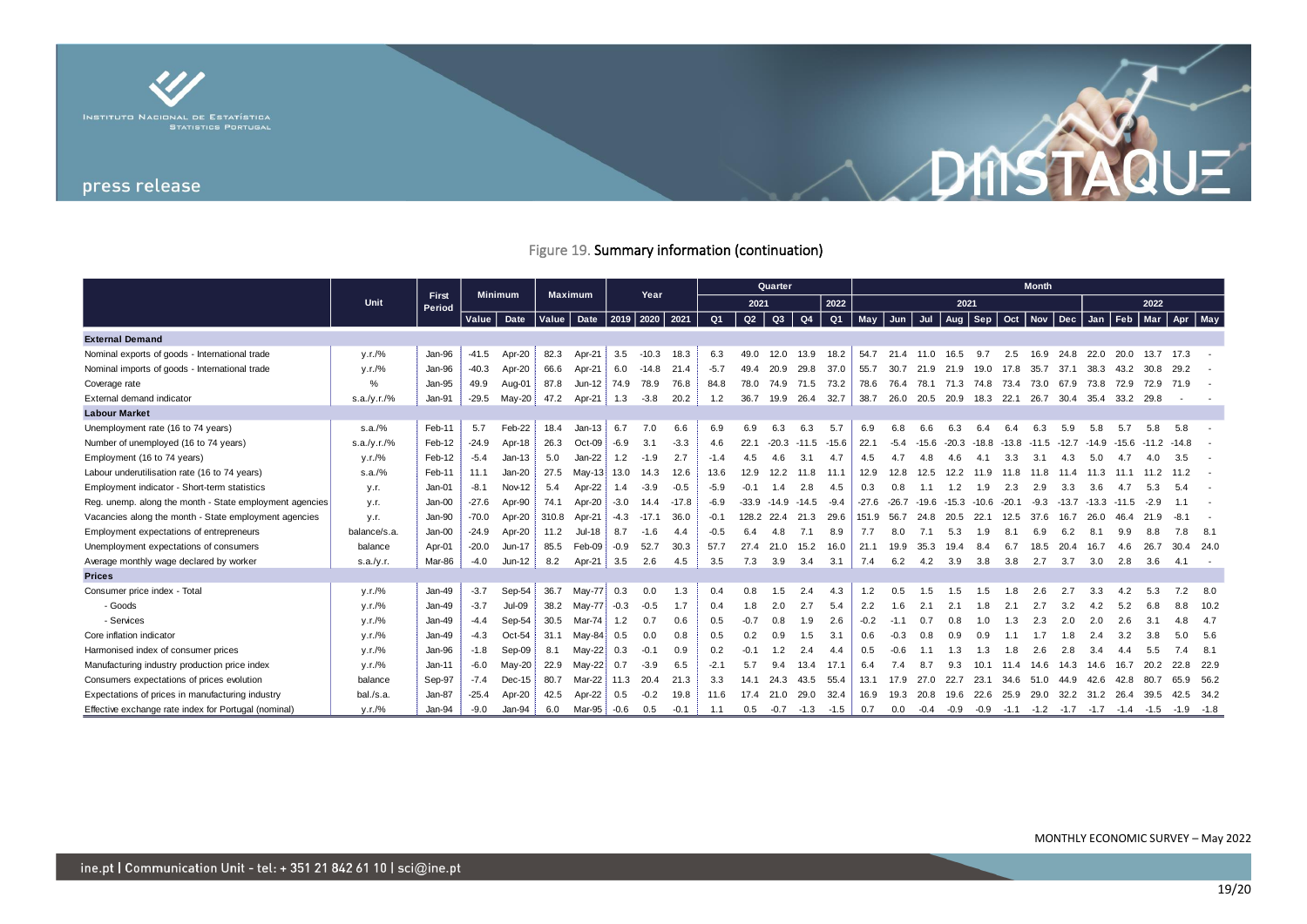Figure 19. **Summary information (continuation)**

| | Unit | First Period | Minimum | | Maximum | | Year | | | Quarter | | | | | Month | | | | | | | | | | | | |
|---|---|---|---|---|---|---|---|---|---|---|---|---|---|---|---|---|---|---|---|---|---|---|---|---|---|---|---|
| | | | | | | | | | | 2021 | | | | 2022 | 2021 | | | | | | | | 2022 | | | | |
| | | | Value | Date | Value | Date | 2019 | 2020 | 2021 | Q1 | Q2 | Q3 | Q4 | Q1 | May | Jun | Jul | Aug | Sep | Oct | Nov | Dec | Jan | Feb | Mar | Apr | May |
| **External Demand** | | | | | | | | | | | | | | | | | | | | | | | | | | | |
| Nominal exports of goods - International trade | y.r./% | Jan-96 | -41.5 | Apr-20 | 82.3 | Apr-21 | 3.5 | -10.3 | 18.3 | 6.3 | 49.0 | 12.0 | 13.9 | 18.2 | 54.7 | 21.4 | 11.0 | 16.5 | 9.7 | 2.5 | 16.9 | 24.8 | 22.0 | 20.0 | 13.7 | 17.3 | - |
| Nominal imports of goods - International trade | y.r./% | Jan-96 | -40.3 | Apr-20 | 66.6 | Apr-21 | 6.0 | -14.8 | 21.4 | -5.7 | 49.4 | 20.9 | 29.8 | 37.0 | 55.7 | 30.7 | 21.9 | 21.9 | 19.0 | 17.8 | 35.7 | 37.1 | 38.3 | 43.2 | 30.8 | 29.2 | - |
| Coverage rate | % | Jan-95 | 49.9 | Aug-01 | 87.8 | Jun-12 | 74.9 | 78.9 | 76.8 | 84.8 | 78.0 | 74.9 | 71.5 | 73.2 | 78.6 | 76.4 | 78.1 | 71.3 | 74.8 | 73.4 | 73.0 | 67.9 | 73.8 | 72.9 | 72.9 | 71.9 | - |
| External demand indicator | s.a./y.r./% | Jan-91 | -29.5 | May-20 | 47.2 | Apr-21 | 1.3 | -3.8 | 20.2 | 1.2 | 36.7 | 19.9 | 26.4 | 32.7 | 38.7 | 26.0 | 20.5 | 20.9 | 18.3 | 22.1 | 26.7 | 30.4 | 35.4 | 33.2 | 29.8 | - | - |
| **Labour Market** | | | | | | | | | | | | | | | | | | | | | | | | | | | |
| Unemployment rate (16 to 74 years) | s.a./% | Feb-11 | 5.7 | Feb-22 | 18.4 | Jan-13 | 6.7 | 7.0 | 6.6 | 6.9 | 6.9 | 6.3 | 6.3 | 5.7 | 6.9 | 6.8 | 6.6 | 6.3 | 6.4 | 6.4 | 6.3 | 5.9 | 5.8 | 5.7 | 5.8 | 5.8 | - |
| Number of unemployed (16 to 74 years) | s.a./y.r./% | Feb-12 | -24.9 | Apr-18 | 26.3 | Oct-09 | -6.9 | 3.1 | -3.3 | 4.6 | 22.1 | -20.3 | -11.5 | -15.6 | 22.1 | -5.4 | -15.6 | -20.3 | -18.8 | -13.8 | -11.5 | -12.7 | -14.9 | -15.6 | -11.2 | -14.8 | - |
| Employment (16 to 74 years) | y.r./% | Feb-12 | -5.4 | Jan-13 | 5.0 | Jan-22 | 1.2 | -1.9 | 2.7 | -1.4 | 4.5 | 4.6 | 3.1 | 4.7 | 4.5 | 4.7 | 4.8 | 4.6 | 4.1 | 3.3 | 3.1 | 4.3 | 5.0 | 4.7 | 4.0 | 3.5 | - |
| Labour underutilisation rate (16 to 74 years) | s.a./% | Feb-11 | 11.1 | Jan-20 | 27.5 | May-13 | 13.0 | 14.3 | 12.6 | 13.6 | 12.9 | 12.2 | 11.8 | 11.1 | 12.9 | 12.8 | 12.5 | 12.2 | 11.9 | 11.8 | 11.8 | 11.4 | 11.3 | 11.1 | 11.2 | 11.2 | - |
| Employment indicator - Short-term statistics | y.r. | Jan-01 | -8.1 | Nov-12 | 5.4 | Apr-22 | 1.4 | -3.9 | -0.5 | -5.9 | -0.1 | 1.4 | 2.8 | 4.5 | 0.3 | 0.8 | 1.1 | 1.2 | 1.9 | 2.3 | 2.9 | 3.3 | 3.6 | 4.7 | 5.3 | 5.4 | - |
| Reg. unemp. along the month - State employment agencies | y.r. | Jan-00 | -27.6 | Apr-90 | 74.1 | Apr-20 | -3.0 | 14.4 | -17.8 | -6.9 | -33.9 | -14.9 | -14.5 | -9.4 | -27.6 | -26.7 | -19.6 | -15.3 | -10.6 | -20.1 | -9.3 | -13.7 | -13.3 | -11.5 | -2.9 | 1.1 | - |
| Vacancies along the month - State employment agencies | y.r. | Jan-90 | -70.0 | Apr-20 | 310.8 | Apr-21 | -4.3 | -17.1 | 36.0 | -0.1 | 128.2 | 22.4 | 21.3 | 29.6 | 151.9 | 56.7 | 24.8 | 20.5 | 22.1 | 12.5 | 37.6 | 16.7 | 26.0 | 46.4 | 21.9 | -8.1 | - |
| Employment expectations of entrepreneurs | balance/s.a. | Jan-00 | -24.9 | Apr-20 | 11.2 | Jul-18 | 8.7 | -1.6 | 4.4 | -0.5 | 6.4 | 4.8 | 7.1 | 8.9 | 7.7 | 8.0 | 7.1 | 5.3 | 1.9 | 8.1 | 6.9 | 6.2 | 8.1 | 9.9 | 8.8 | 7.8 | 8.1 |
| Unemployment expectations of consumers | balance | Apr-01 | -20.0 | Jun-17 | 85.5 | Feb-09 | -0.9 | 52.7 | 30.3 | 57.7 | 27.4 | 21.0 | 15.2 | 16.0 | 21.1 | 19.9 | 35.3 | 19.4 | 8.4 | 6.7 | 18.5 | 20.4 | 16.7 | 4.6 | 26.7 | 30.4 | 24.0 |
| Average monthly wage declared by worker | s.a./y.r. | Mar-86 | -4.0 | Jun-12 | 8.2 | Apr-21 | 3.5 | 2.6 | 4.5 | 3.5 | 7.3 | 3.9 | 3.4 | 3.1 | 7.4 | 6.2 | 4.2 | 3.9 | 3.8 | 3.8 | 2.7 | 3.7 | 3.0 | 2.8 | 3.6 | 4.1 | - |
| **Prices** | | | | | | | | | | | | | | | | | | | | | | | | | | | |
| Consumer price index - Total | y.r./% | Jan-49 | -3.7 | Sep-54 | 36.7 | May-77 | 0.3 | 0.0 | 1.3 | 0.4 | 0.8 | 1.5 | 2.4 | 4.3 | 1.2 | 0.5 | 1.5 | 1.5 | 1.5 | 1.8 | 2.6 | 2.7 | 3.3 | 4.2 | 5.3 | 7.2 | 8.0 |
| - Goods | y.r./% | Jan-49 | -3.7 | Jul-09 | 38.2 | May-77 | -0.3 | -0.5 | 1.7 | 0.4 | 1.8 | 2.0 | 2.7 | 5.4 | 2.2 | 1.6 | 2.1 | 2.1 | 1.8 | 2.1 | 2.7 | 3.2 | 4.2 | 5.2 | 6.8 | 8.8 | 10.2 |
| - Services | y.r./% | Jan-49 | -4.4 | Sep-54 | 30.5 | Mar-74 | 1.2 | 0.7 | 0.6 | 0.5 | -0.7 | 0.8 | 1.9 | 2.6 | -0.2 | -1.1 | 0.7 | 0.8 | 1.0 | 1.3 | 2.3 | 2.0 | 2.0 | 2.6 | 3.1 | 4.8 | 4.7 |
| Core inflation indicator | y.r./% | Jan-49 | -4.3 | Oct-54 | 31.1 | May-84 | 0.5 | 0.0 | 0.8 | 0.5 | 0.2 | 0.9 | 1.5 | 3.1 | 0.6 | -0.3 | 0.8 | 0.9 | 0.9 | 1.1 | 1.7 | 1.8 | 2.4 | 3.2 | 3.8 | 5.0 | 5.6 |
| Harmonised index of consumer prices | y.r./% | Jan-96 | -1.8 | Sep-09 | 8.1 | May-22 | 0.3 | -0.1 | 0.9 | 0.2 | -0.1 | 1.2 | 2.4 | 4.4 | 0.5 | -0.6 | 1.1 | 1.3 | 1.3 | 1.8 | 2.6 | 2.8 | 3.4 | 4.4 | 5.5 | 7.4 | 8.1 |
| Manufacturing industry production price index | y.r./% | Jan-11 | -6.0 | May-20 | 22.9 | May-22 | 0.7 | -3.9 | 6.5 | -2.1 | 5.7 | 9.4 | 13.4 | 17.1 | 6.4 | 7.4 | 8.7 | 9.3 | 10.1 | 11.4 | 14.6 | 14.3 | 14.6 | 16.7 | 20.2 | 22.8 | 22.9 |
| Consumers expectations of prices evolution | balance | Sep-97 | -7.4 | Dec-15 | 80.7 | Mar-22 | 11.3 | 20.4 | 21.3 | 3.3 | 14.1 | 24.3 | 43.5 | 55.4 | 13.1 | 17.9 | 27.0 | 22.7 | 23.1 | 34.6 | 51.0 | 44.9 | 42.6 | 42.8 | 80.7 | 65.9 | 56.2 |
| Expectations of prices in manufacturing industry | bal./s.a. | Jan-87 | -25.4 | Apr-20 | 42.5 | Apr-22 | 0.5 | -0.2 | 19.8 | 11.6 | 17.4 | 21.0 | 29.0 | 32.4 | 16.9 | 19.3 | 20.8 | 19.6 | 22.6 | 25.9 | 29.0 | 32.2 | 31.2 | 26.4 | 39.5 | 42.5 | 34.2 |
| Effective exchange rate index for Portugal (nominal) | y.r./% | Jan-94 | -9.0 | Jan-94 | 6.0 | Mar-95 | -0.6 | 0.5 | -0.1 | 1.1 | 0.5 | -0.7 | -1.3 | -1.5 | 0.7 | 0.0 | -0.4 | -0.9 | -0.9 | -1.1 | -1.2 | -1.7 | -1.7 | -1.4 | -1.5 | -1.9 | -1.8 |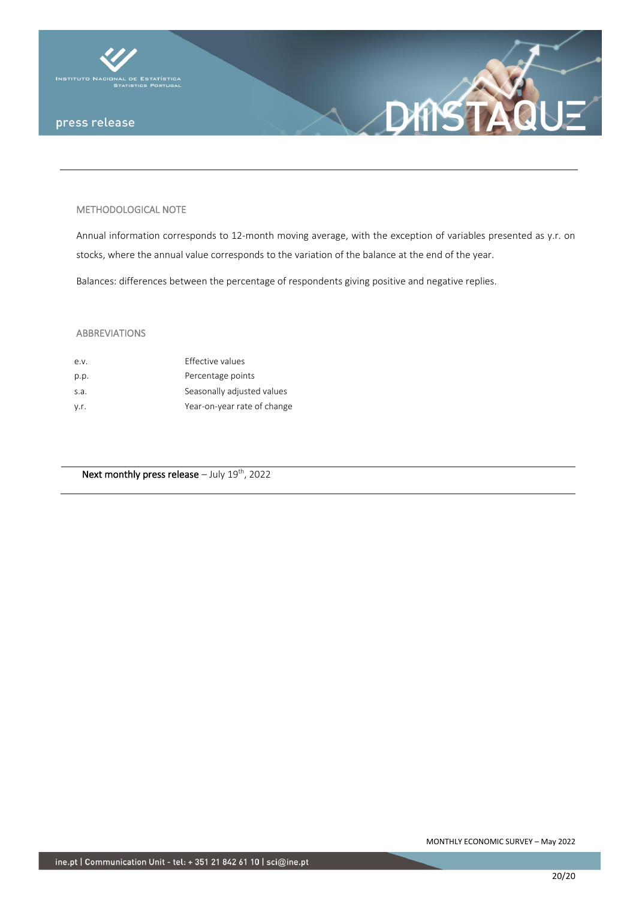## METHODOLOGICAL NOTE

Annual information corresponds to 12-month moving average, with the exception of variables presented as y.r. on stocks, where the annual value corresponds to the variation of the balance at the end of the year.

Balances: differences between the percentage of respondents giving positive and negative replies.

## ABBREVIATIONS

| | |
|---|---|
| e.v. | Effective values |
| p.p. | Percentage points |
| s.a. | Seasonally adjusted values |
| y.r. | Year-on-year rate of change |

**Next monthly press release** – July 19th, 2022